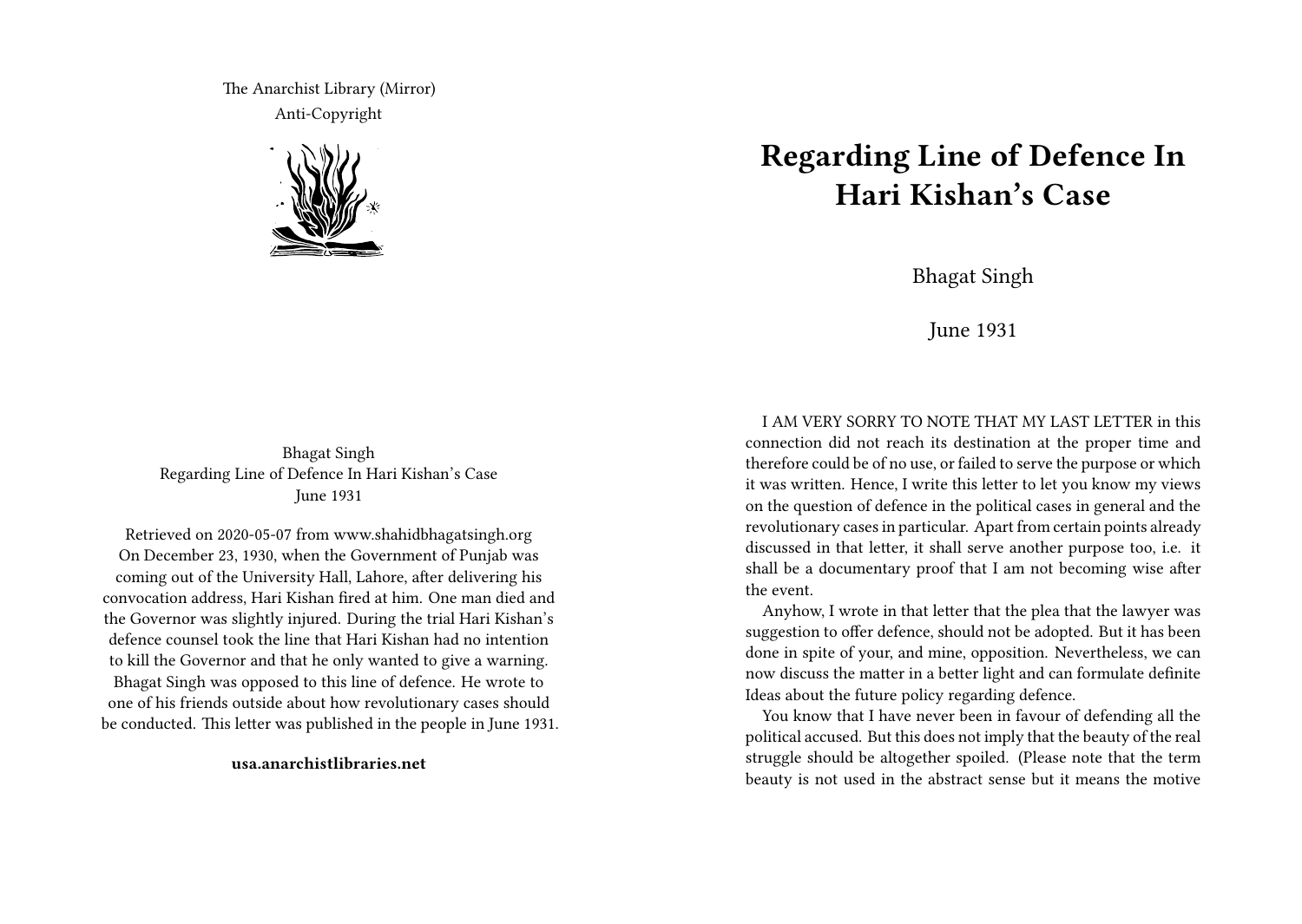The Anarchist Library (Mirror)
Anti-Copyright

Bhagat Singh
Regarding Line of Defence In Hari Kishan's Case
June 1931

Retrieved on 2020-05-07 from www.shahidbhagatsingh.org
On December 23, 1930, when the Government of Punjab was coming out of the University Hall, Lahore, after delivering his convocation address, Hari Kishan fired at him. One man died and the Governor was slightly injured. During the trial Hari Kishan's defence counsel took the line that Hari Kishan had no intention to kill the Governor and that he only wanted to give a warning. Bhagat Singh was opposed to this line of defence. He wrote to one of his friends outside about how revolutionary cases should be conducted. This letter was published in the people in June 1931.

**usa.anarchistlibraries.net**

# Regarding Line of Defence In Hari Kishan's Case

Bhagat Singh

June 1931

I AM VERY SORRY TO NOTE THAT MY LAST LETTER in this connection did not reach its destination at the proper time and therefore could be of no use, or failed to serve the purpose or which it was written. Hence, I write this letter to let you know my views on the question of defence in the political cases in general and the revolutionary cases in particular. Apart from certain points already discussed in that letter, it shall serve another purpose too, i.e. it shall be a documentary proof that I am not becoming wise after the event.

Anyhow, I wrote in that letter that the plea that the lawyer was suggestion to offer defence, should not be adopted. But it has been done in spite of your, and mine, opposition. Nevertheless, we can now discuss the matter in a better light and can formulate definite Ideas about the future policy regarding defence.

You know that I have never been in favour of defending all the political accused. But this does not imply that the beauty of the real struggle should be altogether spoiled. (Please note that the term beauty is not used in the abstract sense but it means the motive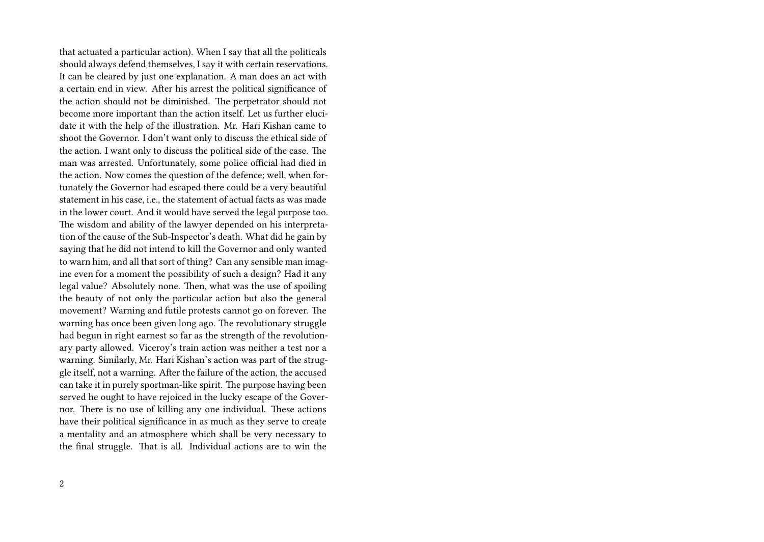that actuated a particular action). When I say that all the politicals should always defend themselves, I say it with certain reservations. It can be cleared by just one explanation. A man does an act with a certain end in view. After his arrest the political significance of the action should not be diminished. The perpetrator should not become more important than the action itself. Let us further elucidate it with the help of the illustration. Mr. Hari Kishan came to shoot the Governor. I don't want only to discuss the ethical side of the action. I want only to discuss the political side of the case. The man was arrested. Unfortunately, some police official had died in the action. Now comes the question of the defence; well, when fortunately the Governor had escaped there could be a very beautiful statement in his case, i.e., the statement of actual facts as was made in the lower court. And it would have served the legal purpose too. The wisdom and ability of the lawyer depended on his interpretation of the cause of the Sub-Inspector's death. What did he gain by saying that he did not intend to kill the Governor and only wanted to warn him, and all that sort of thing? Can any sensible man imagine even for a moment the possibility of such a design? Had it any legal value? Absolutely none. Then, what was the use of spoiling the beauty of not only the particular action but also the general movement? Warning and futile protests cannot go on forever. The warning has once been given long ago. The revolutionary struggle had begun in right earnest so far as the strength of the revolutionary party allowed. Viceroy's train action was neither a test nor a warning. Similarly, Mr. Hari Kishan's action was part of the struggle itself, not a warning. After the failure of the action, the accused can take it in purely sportman-like spirit. The purpose having been served he ought to have rejoiced in the lucky escape of the Governor. There is no use of killing any one individual. These actions have their political significance in as much as they serve to create a mentality and an atmosphere which shall be very necessary to the final struggle. That is all. Individual actions are to win the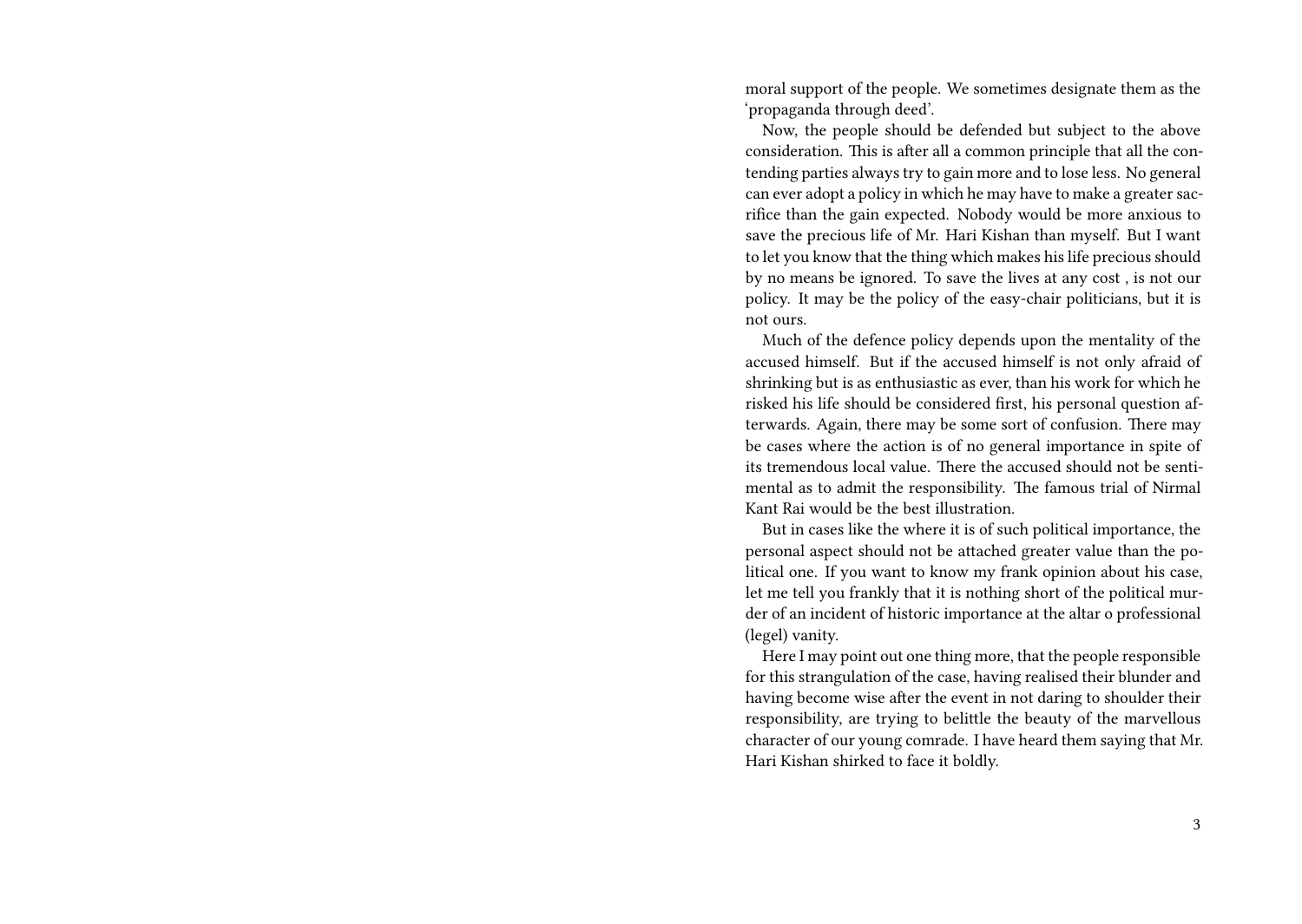moral support of the people. We sometimes designate them as the 'propaganda through deed'.

Now, the people should be defended but subject to the above consideration. This is after all a common principle that all the contending parties always try to gain more and to lose less. No general can ever adopt a policy in which he may have to make a greater sacrifice than the gain expected. Nobody would be more anxious to save the precious life of Mr. Hari Kishan than myself. But I want to let you know that the thing which makes his life precious should by no means be ignored. To save the lives at any cost , is not our policy. It may be the policy of the easy-chair politicians, but it is not ours.

Much of the defence policy depends upon the mentality of the accused himself. But if the accused himself is not only afraid of shrinking but is as enthusiastic as ever, than his work for which he risked his life should be considered first, his personal question afterwards. Again, there may be some sort of confusion. There may be cases where the action is of no general importance in spite of its tremendous local value. There the accused should not be sentimental as to admit the responsibility. The famous trial of Nirmal Kant Rai would be the best illustration.

But in cases like the where it is of such political importance, the personal aspect should not be attached greater value than the political one. If you want to know my frank opinion about his case, let me tell you frankly that it is nothing short of the political murder of an incident of historic importance at the altar o professional (legel) vanity.

Here I may point out one thing more, that the people responsible for this strangulation of the case, having realised their blunder and having become wise after the event in not daring to shoulder their responsibility, are trying to belittle the beauty of the marvellous character of our young comrade. I have heard them saying that Mr. Hari Kishan shirked to face it boldly.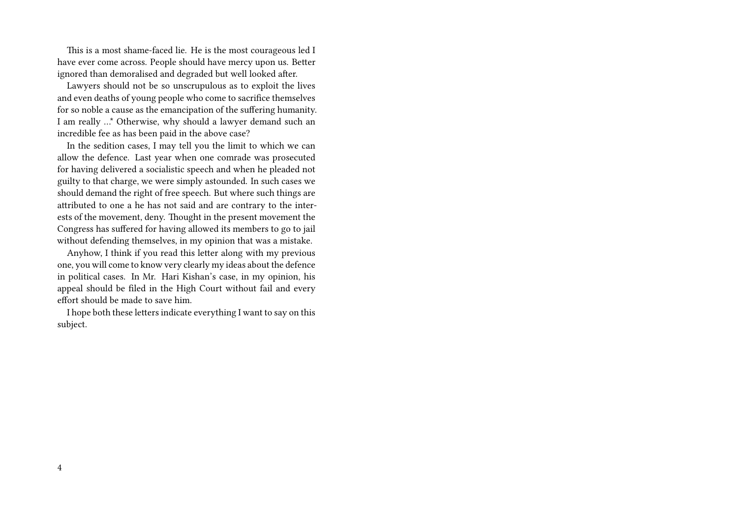This is a most shame-faced lie. He is the most courageous led I have ever come across. People should have mercy upon us. Better ignored than demoralised and degraded but well looked after.

Lawyers should not be so unscrupulous as to exploit the lives and even deaths of young people who come to sacrifice themselves for so noble a cause as the emancipation of the suffering humanity. I am really …* Otherwise, why should a lawyer demand such an incredible fee as has been paid in the above case?

In the sedition cases, I may tell you the limit to which we can allow the defence. Last year when one comrade was prosecuted for having delivered a socialistic speech and when he pleaded not guilty to that charge, we were simply astounded. In such cases we should demand the right of free speech. But where such things are attributed to one a he has not said and are contrary to the interests of the movement, deny. Thought in the present movement the Congress has suffered for having allowed its members to go to jail without defending themselves, in my opinion that was a mistake.

Anyhow, I think if you read this letter along with my previous one, you will come to know very clearly my ideas about the defence in political cases. In Mr. Hari Kishan's case, in my opinion, his appeal should be filed in the High Court without fail and every effort should be made to save him.

I hope both these letters indicate everything I want to say on this subject.